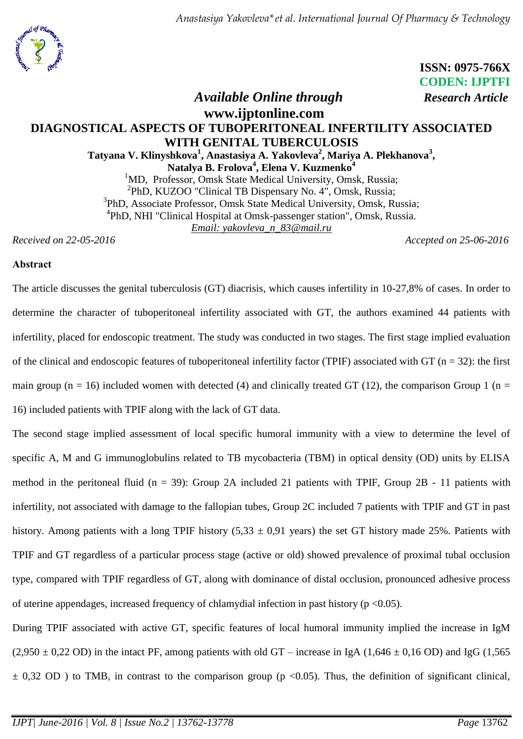ISSN: 0975-766X
CODEN: IJPTFI

*Available Online through* **Research Article**

**www.ijptonline.com**

# DIAGNOSTICAL ASPECTS OF TUBOPERITONEAL INFERTILITY ASSOCIATED WITH GENITAL TUBERCULOSIS

**Tatyana V. Klinyshkova[1], Anastasiya A. Yakovleva[2], Mariya A. Plekhanova[3], Natalya B. Frolova[4], Elena V. Kuzmenko[4]**

[1]MD, Professor, Omsk State Medical University, Omsk, Russia;
[2]PhD, KUZOO "Clinical TB Dispensary No. 4", Omsk, Russia;
[3]PhD, Associate Professor, Omsk State Medical University, Omsk, Russia;
[4]PhD, NHI "Clinical Hospital at Omsk-passenger station", Omsk, Russia.
Email: yakovleva_n_83@mail.ru

*Received on 22-05-2016* *Accepted on 25-06-2016*

## Abstract

The article discusses the genital tuberculosis (GT) diacrisis, which causes infertility in 10-27,8% of cases. In order to determine the character of tuboperitoneal infertility associated with GT, the authors examined 44 patients with infertility, placed for endoscopic treatment. The study was conducted in two stages. The first stage implied evaluation of the clinical and endoscopic features of tuboperitoneal infertility factor (TPIF) associated with GT (n = 32): the first main group (n = 16) included women with detected (4) and clinically treated GT (12), the comparison Group 1 (n = 16) included patients with TPIF along with the lack of GT data.

The second stage implied assessment of local specific humoral immunity with a view to determine the level of specific A, M and G immunoglobulins related to TB mycobacteria (TBM) in optical density (OD) units by ELISA method in the peritoneal fluid (n = 39): Group 2A included 21 patients with TPIF, Group 2B - 11 patients with infertility, not associated with damage to the fallopian tubes, Group 2C included 7 patients with TPIF and GT in past history. Among patients with a long TPIF history ($5{,}33 \pm 0{,}91$ years) the set GT history made 25%. Patients with TPIF and GT regardless of a particular process stage (active or old) showed prevalence of proximal tubal occlusion type, compared with TPIF regardless of GT, along with dominance of distal occlusion, pronounced adhesive process of uterine appendages, increased frequency of chlamydial infection in past history ($p < 0.05$).

During TPIF associated with active GT, specific features of local humoral immunity implied the increase in IgM ($2{,}950 \pm 0{,}22$ OD) in the intact PF, among patients with old GT – increase in IgA ($1{,}646 \pm 0{,}16$ OD) and IgG ($1{,}565 \pm 0{,}32$ OD ) to TMB, in contrast to the comparison group ($p < 0.05$). Thus, the definition of significant clinical,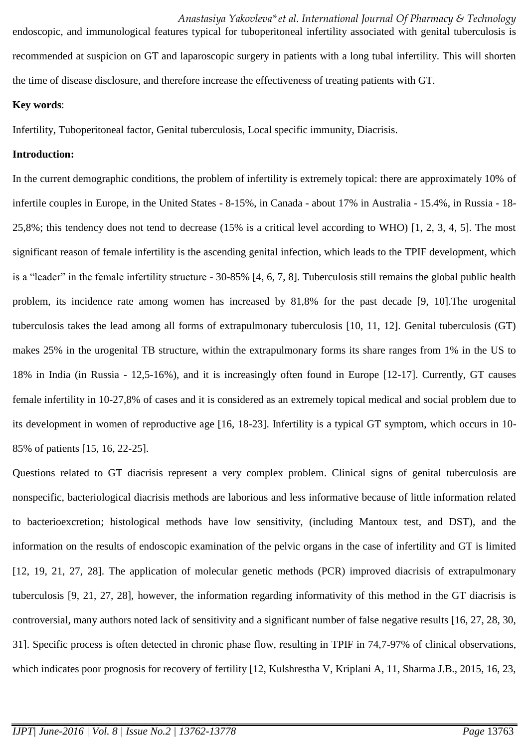endoscopic, and immunological features typical for tuboperitoneal infertility associated with genital tuberculosis is recommended at suspicion on GT and laparoscopic surgery in patients with a long tubal infertility. This will shorten the time of disease disclosure, and therefore increase the effectiveness of treating patients with GT.

**Key words**:

Infertility, Tuboperitoneal factor, Genital tuberculosis, Local specific immunity, Diacrisis.

**Introduction:**

In the current demographic conditions, the problem of infertility is extremely topical: there are approximately 10% of infertile couples in Europe, in the United States - 8-15%, in Canada - about 17% in Australia - 15.4%, in Russia - 18-25,8%; this tendency does not tend to decrease (15% is a critical level according to WHO) [1, 2, 3, 4, 5]. The most significant reason of female infertility is the ascending genital infection, which leads to the TPIF development, which is a “leader” in the female infertility structure - 30-85% [4, 6, 7, 8]. Tuberculosis still remains the global public health problem, its incidence rate among women has increased by 81,8% for the past decade [9, 10].The urogenital tuberculosis takes the lead among all forms of extrapulmonary tuberculosis [10, 11, 12]. Genital tuberculosis (GT) makes 25% in the urogenital TB structure, within the extrapulmonary forms its share ranges from 1% in the US to 18% in India (in Russia - 12,5-16%), and it is increasingly often found in Europe [12-17]. Currently, GT causes female infertility in 10-27,8% of cases and it is considered as an extremely topical medical and social problem due to its development in women of reproductive age [16, 18-23]. Infertility is a typical GT symptom, which occurs in 10-85% of patients [15, 16, 22-25].

Questions related to GT diacrisis represent a very complex problem. Clinical signs of genital tuberculosis are nonspecific, bacteriological diacrisis methods are laborious and less informative because of little information related to bacterioexcretion; histological methods have low sensitivity, (including Mantoux test, and DST), and the information on the results of endoscopic examination of the pelvic organs in the case of infertility and GT is limited [12, 19, 21, 27, 28]. The application of molecular genetic methods (PCR) improved diacrisis of extrapulmonary tuberculosis [9, 21, 27, 28], however, the information regarding informativity of this method in the GT diacrisis is controversial, many authors noted lack of sensitivity and a significant number of false negative results [16, 27, 28, 30, 31]. Specific process is often detected in chronic phase flow, resulting in TPIF in 74,7-97% of clinical observations, which indicates poor prognosis for recovery of fertility [12, Kulshrestha V, Kriplani A, 11, Sharma J.B., 2015, 16, 23,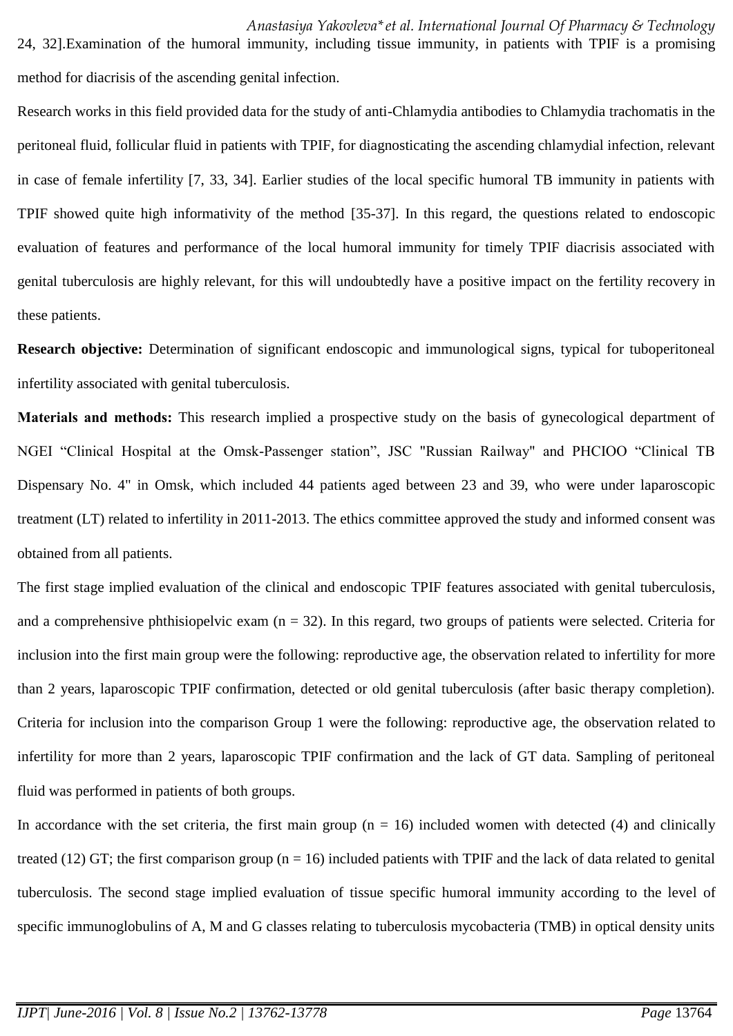24, 32].Examination of the humoral immunity, including tissue immunity, in patients with TPIF is a promising method for diacrisis of the ascending genital infection.

Research works in this field provided data for the study of anti-Chlamydia antibodies to Chlamydia trachomatis in the peritoneal fluid, follicular fluid in patients with TPIF, for diagnosticating the ascending chlamydial infection, relevant in case of female infertility [7, 33, 34]. Earlier studies of the local specific humoral TB immunity in patients with TPIF showed quite high informativity of the method [35-37]. In this regard, the questions related to endoscopic evaluation of features and performance of the local humoral immunity for timely TPIF diacrisis associated with genital tuberculosis are highly relevant, for this will undoubtedly have a positive impact on the fertility recovery in these patients.

**Research objective:** Determination of significant endoscopic and immunological signs, typical for tuboperitoneal infertility associated with genital tuberculosis.

**Materials and methods:** This research implied a prospective study on the basis of gynecological department of NGEI "Clinical Hospital at the Omsk-Passenger station", JSC "Russian Railway" and PHCIOO "Clinical TB Dispensary No. 4" in Omsk, which included 44 patients aged between 23 and 39, who were under laparoscopic treatment (LT) related to infertility in 2011-2013. The ethics committee approved the study and informed consent was obtained from all patients.

The first stage implied evaluation of the clinical and endoscopic TPIF features associated with genital tuberculosis, and a comprehensive phthisiopelvic exam (n = 32). In this regard, two groups of patients were selected. Criteria for inclusion into the first main group were the following: reproductive age, the observation related to infertility for more than 2 years, laparoscopic TPIF confirmation, detected or old genital tuberculosis (after basic therapy completion). Criteria for inclusion into the comparison Group 1 were the following: reproductive age, the observation related to infertility for more than 2 years, laparoscopic TPIF confirmation and the lack of GT data. Sampling of peritoneal fluid was performed in patients of both groups.

In accordance with the set criteria, the first main group (n = 16) included women with detected (4) and clinically treated (12) GT; the first comparison group (n = 16) included patients with TPIF and the lack of data related to genital tuberculosis. The second stage implied evaluation of tissue specific humoral immunity according to the level of specific immunoglobulins of A, M and G classes relating to tuberculosis mycobacteria (TMB) in optical density units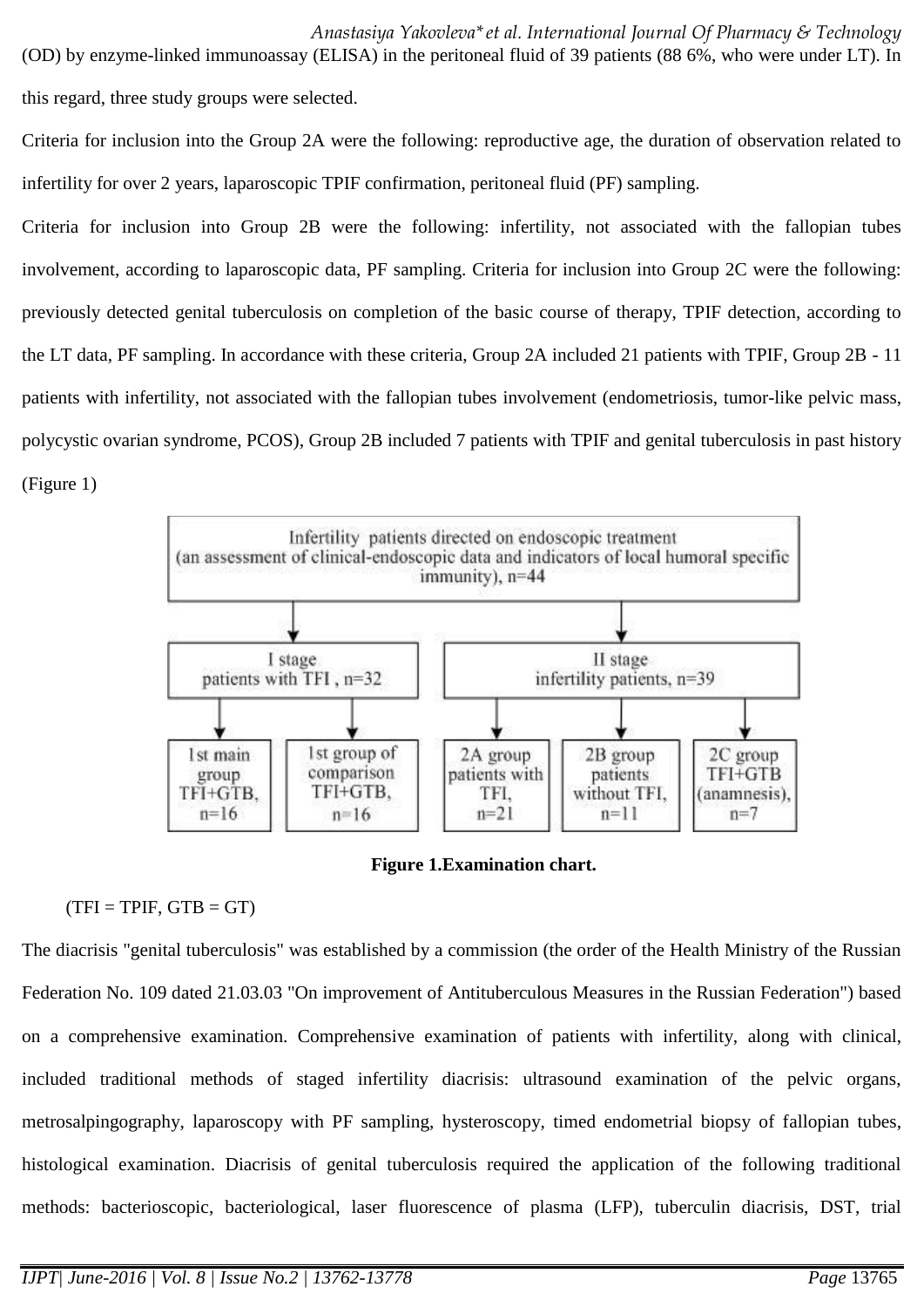(OD) by enzyme-linked immunoassay (ELISA) in the peritoneal fluid of 39 patients (88 6%, who were under LT). In this regard, three study groups were selected.

Criteria for inclusion into the Group 2A were the following: reproductive age, the duration of observation related to infertility for over 2 years, laparoscopic TPIF confirmation, peritoneal fluid (PF) sampling.

Criteria for inclusion into Group 2B were the following: infertility, not associated with the fallopian tubes involvement, according to laparoscopic data, PF sampling. Criteria for inclusion into Group 2C were the following: previously detected genital tuberculosis on completion of the basic course of therapy, TPIF detection, according to the LT data, PF sampling. In accordance with these criteria, Group 2A included 21 patients with TPIF, Group 2B - 11 patients with infertility, not associated with the fallopian tubes involvement (endometriosis, tumor-like pelvic mass, polycystic ovarian syndrome, PCOS), Group 2B included 7 patients with TPIF and genital tuberculosis in past history (Figure 1)

Infertility patients directed on endoscopic treatment (an assessment of clinical-endoscopic data and indicators of local humoral specific immunity), n=44

- I stage: patients with TFI, n=32
  - 1st main group TFI+GTB, n=16
  - 1st group of comparison TFI+GTB, n=16
- II stage: infertility patients, n=39
  - 2A group patients with TFI, n=21
  - 2B group patients without TFI, n=11
  - 2C group TFI+GTB (anamnesis), n=7

**Figure 1.Examination chart.**

(TFI = TPIF, GTB = GT)

The diacrisis "genital tuberculosis" was established by a commission (the order of the Health Ministry of the Russian Federation No. 109 dated 21.03.03 "On improvement of Antituberculous Measures in the Russian Federation") based on a comprehensive examination. Comprehensive examination of patients with infertility, along with clinical, included traditional methods of staged infertility diacrisis: ultrasound examination of the pelvic organs, metrosalpingography, laparoscopy with PF sampling, hysteroscopy, timed endometrial biopsy of fallopian tubes, histological examination. Diacrisis of genital tuberculosis required the application of the following traditional methods: bacterioscopic, bacteriological, laser fluorescence of plasma (LFP), tuberculin diacrisis, DST, trial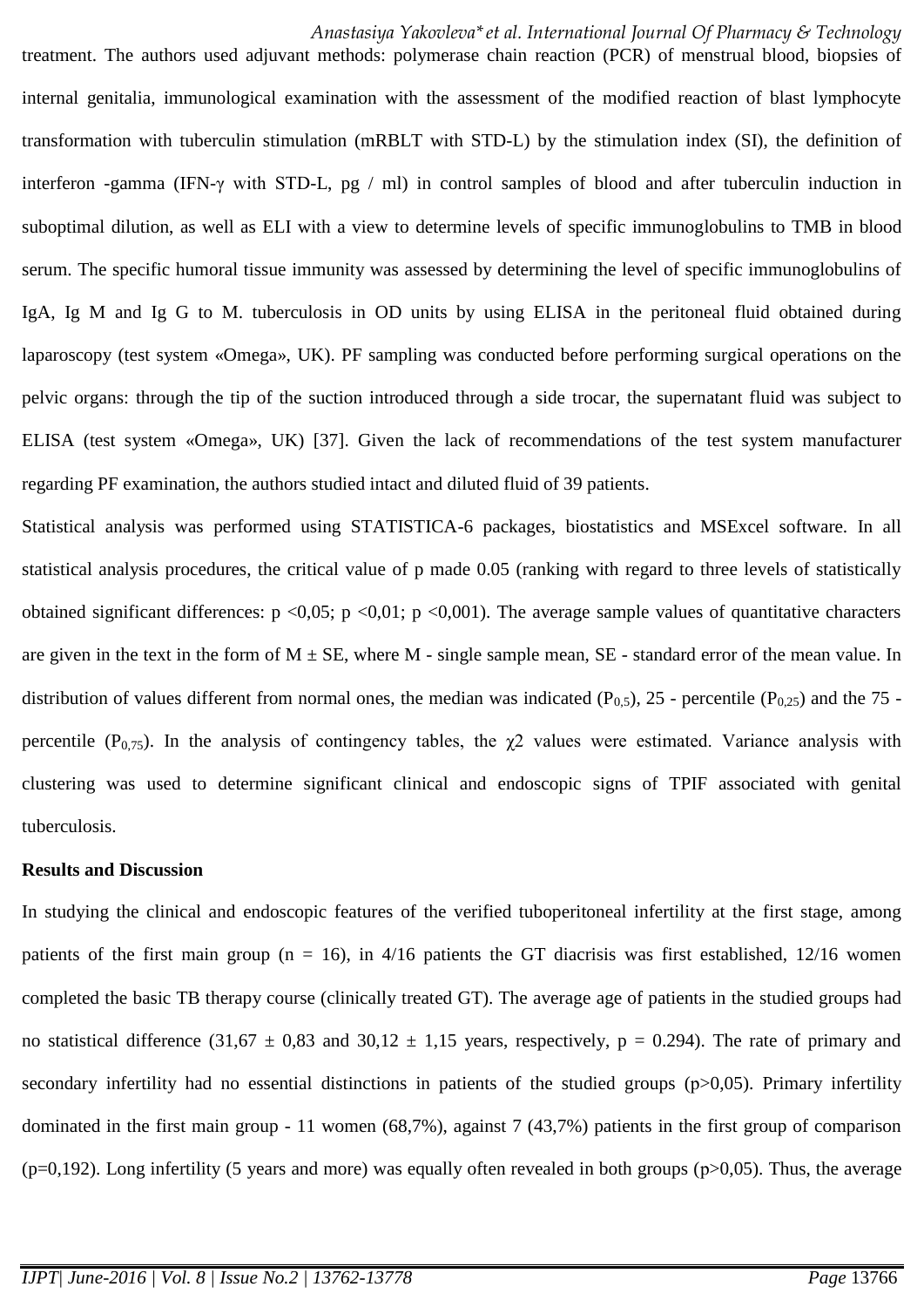treatment. The authors used adjuvant methods: polymerase chain reaction (PCR) of menstrual blood, biopsies of internal genitalia, immunological examination with the assessment of the modified reaction of blast lymphocyte transformation with tuberculin stimulation (mRBLT with STD-L) by the stimulation index (SI), the definition of interferon -gamma (IFN-γ with STD-L, pg / ml) in control samples of blood and after tuberculin induction in suboptimal dilution, as well as ELI with a view to determine levels of specific immunoglobulins to TMB in blood serum. The specific humoral tissue immunity was assessed by determining the level of specific immunoglobulins of IgA, Ig M and Ig G to M. tuberculosis in OD units by using ELISA in the peritoneal fluid obtained during laparoscopy (test system «Omega», UK). PF sampling was conducted before performing surgical operations on the pelvic organs: through the tip of the suction introduced through a side trocar, the supernatant fluid was subject to ELISA (test system «Omega», UK) [37]. Given the lack of recommendations of the test system manufacturer regarding PF examination, the authors studied intact and diluted fluid of 39 patients.

Statistical analysis was performed using STATISTICA-6 packages, biostatistics and MSExcel software. In all statistical analysis procedures, the critical value of p made 0.05 (ranking with regard to three levels of statistically obtained significant differences: $p <0,05$; $p <0,01$; $p <0,001$). The average sample values of quantitative characters are given in the text in the form of M ± SE, where M - single sample mean, SE - standard error of the mean value. In distribution of values different from normal ones, the median was indicated ($P_{0,5}$), 25 - percentile ($P_{0,25}$) and the 75 - percentile ($P_{0,75}$). In the analysis of contingency tables, the $\chi 2$ values were estimated. Variance analysis with clustering was used to determine significant clinical and endoscopic signs of TPIF associated with genital tuberculosis.

**Results and Discussion**

In studying the clinical and endoscopic features of the verified tuboperitoneal infertility at the first stage, among patients of the first main group (n = 16), in 4/16 patients the GT diacrisis was first established, 12/16 women completed the basic TB therapy course (clinically treated GT). The average age of patients in the studied groups had no statistical difference (31,67 ± 0,83 and 30,12 ± 1,15 years, respectively, p = 0.294). The rate of primary and secondary infertility had no essential distinctions in patients of the studied groups (p>0,05). Primary infertility dominated in the first main group - 11 women (68,7%), against 7 (43,7%) patients in the first group of comparison (p=0,192). Long infertility (5 years and more) was equally often revealed in both groups (p>0,05). Thus, the average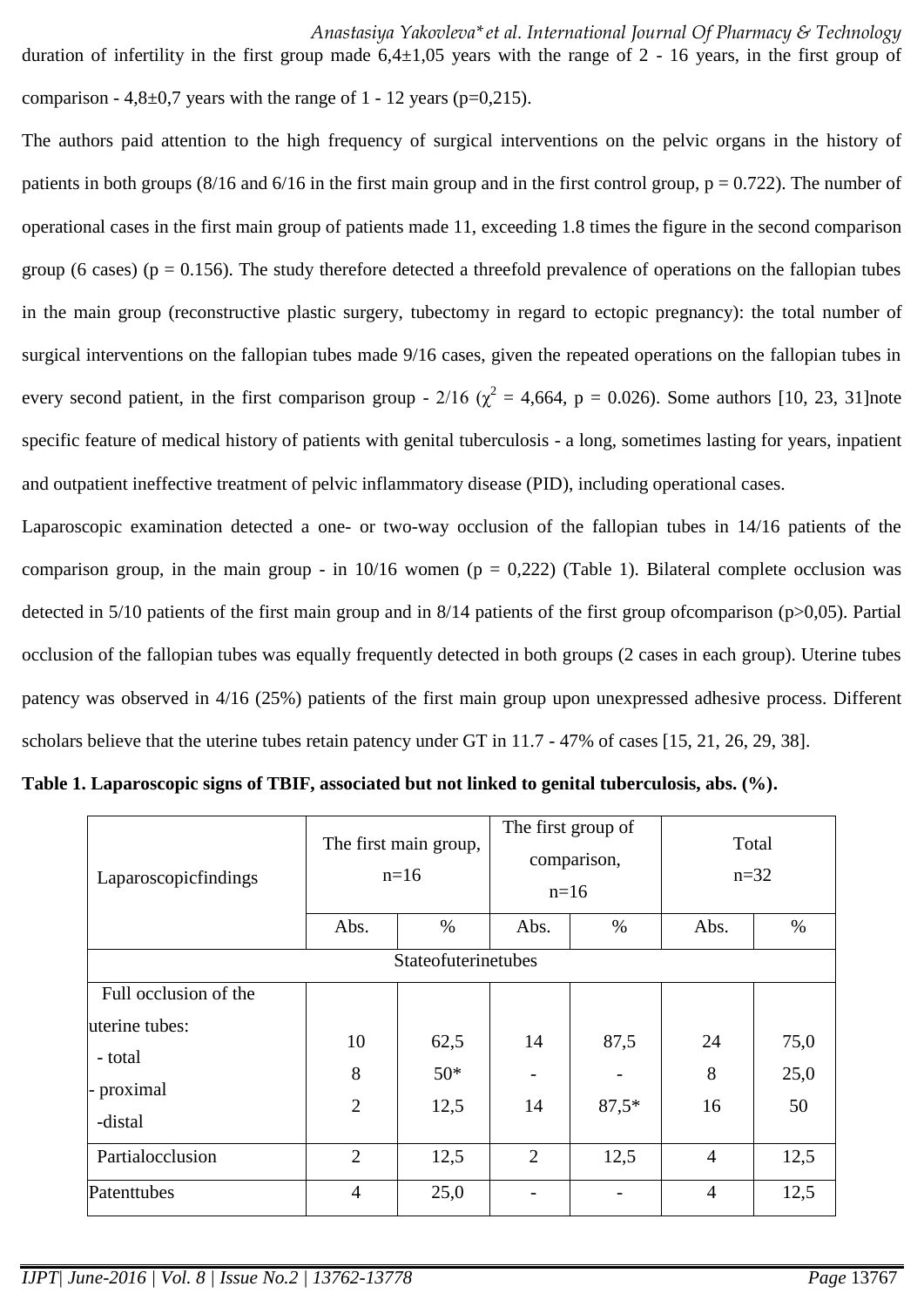duration of infertility in the first group made 6,4±1,05 years with the range of 2 - 16 years, in the first group of comparison - 4,8±0,7 years with the range of 1 - 12 years (p=0,215).

The authors paid attention to the high frequency of surgical interventions on the pelvic organs in the history of patients in both groups (8/16 and 6/16 in the first main group and in the first control group, p = 0.722). The number of operational cases in the first main group of patients made 11, exceeding 1.8 times the figure in the second comparison group (6 cases) (p = 0.156). The study therefore detected a threefold prevalence of operations on the fallopian tubes in the main group (reconstructive plastic surgery, tubectomy in regard to ectopic pregnancy): the total number of surgical interventions on the fallopian tubes made 9/16 cases, given the repeated operations on the fallopian tubes in every second patient, in the first comparison group - 2/16 ($\chi^2$ = 4,664, p = 0.026). Some authors [10, 23, 31]note specific feature of medical history of patients with genital tuberculosis - a long, sometimes lasting for years, inpatient and outpatient ineffective treatment of pelvic inflammatory disease (PID), including operational cases.

Laparoscopic examination detected a one- or two-way occlusion of the fallopian tubes in 14/16 patients of the comparison group, in the main group - in 10/16 women (p = 0,222) (Table 1). Bilateral complete occlusion was detected in 5/10 patients of the first main group and in 8/14 patients of the first group ofcomparison (p>0,05). Partial occlusion of the fallopian tubes was equally frequently detected in both groups (2 cases in each group). Uterine tubes patency was observed in 4/16 (25%) patients of the first main group upon unexpressed adhesive process. Different scholars believe that the uterine tubes retain patency under GT in 11.7 - 47% of cases [15, 21, 26, 29, 38].

**Table 1. Laparoscopic signs of TBIF, associated but not linked to genital tuberculosis, abs. (%).**

| Laparoscopicfindings | The first main group, n=16 | | The first group of comparison, n=16 | | Total n=32 | |
|---|---|---|---|---|---|---|
| | Abs. | % | Abs. | % | Abs. | % |
| Stateofuterinetubes | | | | | | |
| Full occlusion of the uterine tubes: - total - proximal -distal | 10 8 2 | 62,5 50* 12,5 | 14 - 14 | 87,5 - 87,5* | 24 8 16 | 75,0 25,0 50 |
| Partialocclusion | 2 | 12,5 | 2 | 12,5 | 4 | 12,5 |
| Patenttubes | 4 | 25,0 | - | - | 4 | 12,5 |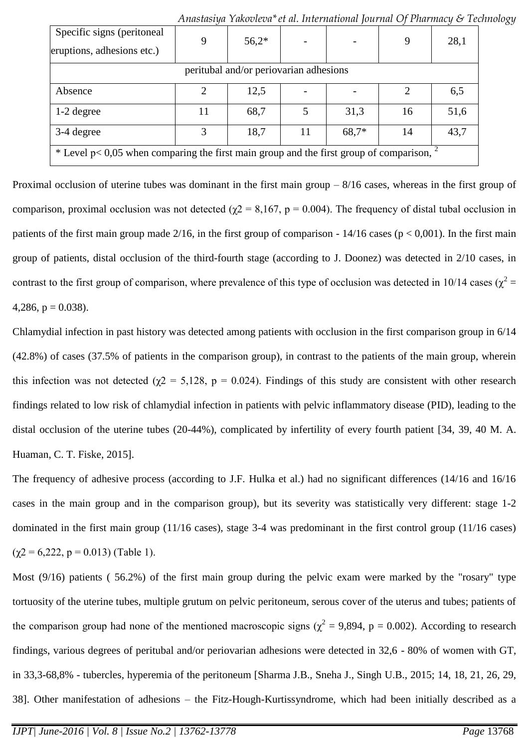| Specific signs (peritoneal eruptions, adhesions etc.) | 9 | 56,2* | - | - | 9 | 28,1 |
|---|---|---|---|---|---|---|
| peritubal and/or periovarian adhesions | | | | | | |
| Absence | 2 | 12,5 | - | - | 2 | 6,5 |
| 1-2 degree | 11 | 68,7 | 5 | 31,3 | 16 | 51,6 |
| 3-4 degree | 3 | 18,7 | 11 | 68,7* | 14 | 43,7 |
| * Level p< 0,05 when comparing the first main group and the first group of comparison, [2] | | | | | | |

Proximal occlusion of uterine tubes was dominant in the first main group – 8/16 cases, whereas in the first group of comparison, proximal occlusion was not detected ($\chi2$ = 8,167, p = 0.004). The frequency of distal tubal occlusion in patients of the first main group made 2/16, in the first group of comparison - 14/16 cases (p < 0,001). In the first main group of patients, distal occlusion of the third-fourth stage (according to J. Doonez) was detected in 2/10 cases, in contrast to the first group of comparison, where prevalence of this type of occlusion was detected in 10/14 cases ($\chi^2$ = 4,286, p = 0.038).

Chlamydial infection in past history was detected among patients with occlusion in the first comparison group in 6/14 (42.8%) of cases (37.5% of patients in the comparison group), in contrast to the patients of the main group, wherein this infection was not detected ($\chi2$ = 5,128, p = 0.024). Findings of this study are consistent with other research findings related to low risk of chlamydial infection in patients with pelvic inflammatory disease (PID), leading to the distal occlusion of the uterine tubes (20-44%), complicated by infertility of every fourth patient [34, 39, 40 M. A. Huaman, C. T. Fiske, 2015].

The frequency of adhesive process (according to J.F. Hulka et al.) had no significant differences (14/16 and 16/16 cases in the main group and in the comparison group), but its severity was statistically very different: stage 1-2 dominated in the first main group (11/16 cases), stage 3-4 was predominant in the first control group (11/16 cases) ($\chi2$ = 6,222, p = 0.013) (Table 1).

Most (9/16) patients ( 56.2%) of the first main group during the pelvic exam were marked by the "rosary" type tortuosity of the uterine tubes, multiple grutum on pelvic peritoneum, serous cover of the uterus and tubes; patients of the comparison group had none of the mentioned macroscopic signs ($\chi^2$ = 9,894, p = 0.002). According to research findings, various degrees of peritubal and/or periovarian adhesions were detected in 32,6 - 80% of women with GT, in 33,3-68,8% - tubercles, hyperemia of the peritoneum [Sharma J.B., Sneha J., Singh U.B., 2015; 14, 18, 21, 26, 29, 38]. Other manifestation of adhesions – the Fitz-Hough-Kurtissyndrome, which had been initially described as a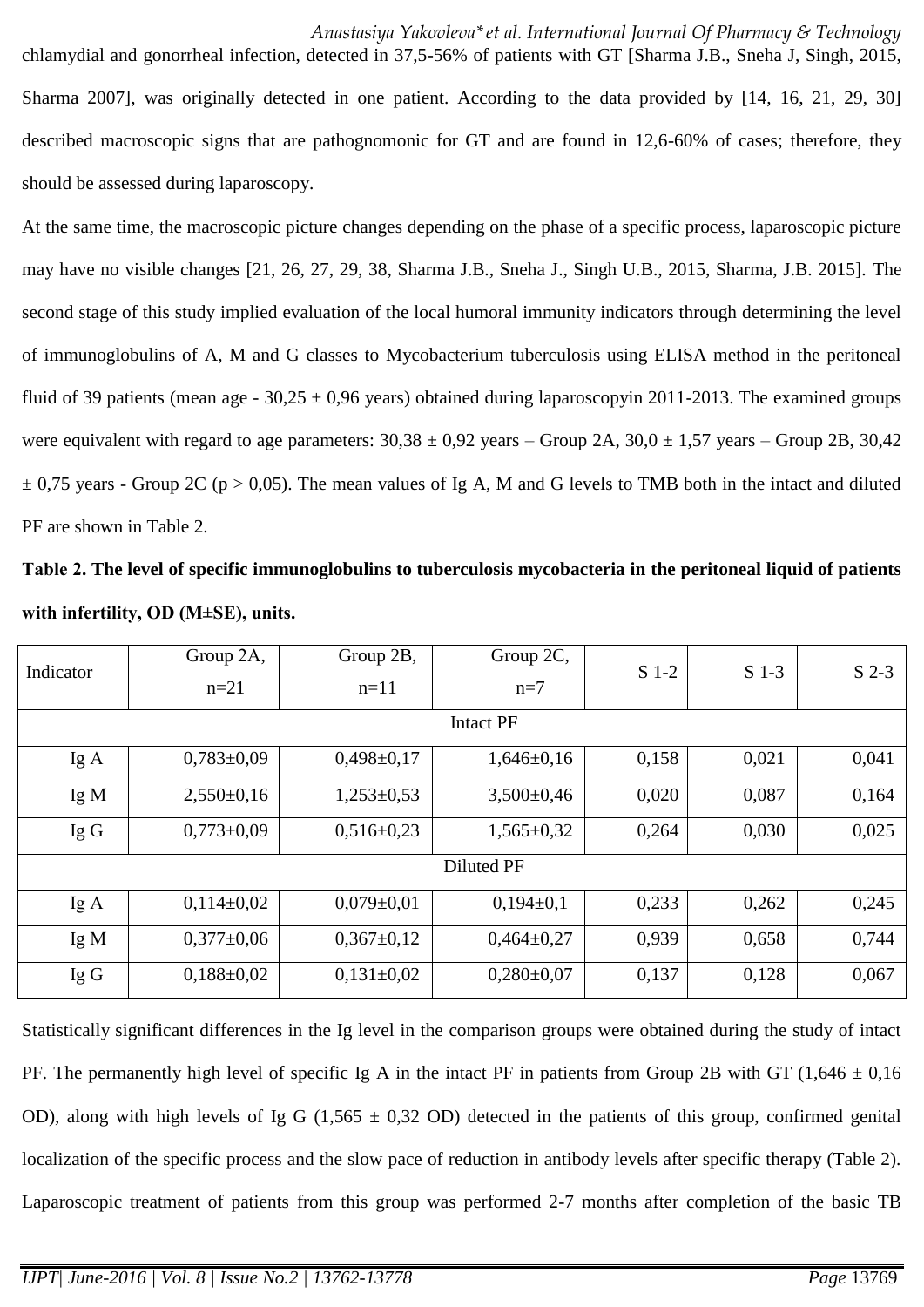chlamydial and gonorrheal infection, detected in 37,5-56% of patients with GT [Sharma J.B., Sneha J, Singh, 2015, Sharma 2007], was originally detected in one patient. According to the data provided by [14, 16, 21, 29, 30] described macroscopic signs that are pathognomonic for GT and are found in 12,6-60% of cases; therefore, they should be assessed during laparoscopy.

At the same time, the macroscopic picture changes depending on the phase of a specific process, laparoscopic picture may have no visible changes [21, 26, 27, 29, 38, Sharma J.B., Sneha J., Singh U.B., 2015, Sharma, J.B. 2015]. The second stage of this study implied evaluation of the local humoral immunity indicators through determining the level of immunoglobulins of A, M and G classes to Mycobacterium tuberculosis using ELISA method in the peritoneal fluid of 39 patients (mean age - 30,25 ± 0,96 years) obtained during laparoscopyin 2011-2013. The examined groups were equivalent with regard to age parameters: 30,38 ± 0,92 years – Group 2A, 30,0 ± 1,57 years – Group 2B, 30,42 ± 0,75 years - Group 2C (p > 0,05). The mean values of Ig A, M and G levels to TMB both in the intact and diluted PF are shown in Table 2.

**Table 2. The level of specific immunoglobulins to tuberculosis mycobacteria in the peritoneal liquid of patients with infertility, OD (M±SE), units.**

| Indicator | Group 2A, n=21 | Group 2B, n=11 | Group 2C, n=7 | S 1-2 | S 1-3 | S 2-3 |
|---|---|---|---|---|---|---|
| Intact PF | | | | | | |
| Ig A | 0,783±0,09 | 0,498±0,17 | 1,646±0,16 | 0,158 | 0,021 | 0,041 |
| Ig M | 2,550±0,16 | 1,253±0,53 | 3,500±0,46 | 0,020 | 0,087 | 0,164 |
| Ig G | 0,773±0,09 | 0,516±0,23 | 1,565±0,32 | 0,264 | 0,030 | 0,025 |
| Diluted PF | | | | | | |
| Ig A | 0,114±0,02 | 0,079±0,01 | 0,194±0,1 | 0,233 | 0,262 | 0,245 |
| Ig M | 0,377±0,06 | 0,367±0,12 | 0,464±0,27 | 0,939 | 0,658 | 0,744 |
| Ig G | 0,188±0,02 | 0,131±0,02 | 0,280±0,07 | 0,137 | 0,128 | 0,067 |

Statistically significant differences in the Ig level in the comparison groups were obtained during the study of intact PF. The permanently high level of specific Ig A in the intact PF in patients from Group 2B with GT (1,646 ± 0,16 OD), along with high levels of Ig G (1,565 ± 0,32 OD) detected in the patients of this group, confirmed genital localization of the specific process and the slow pace of reduction in antibody levels after specific therapy (Table 2). Laparoscopic treatment of patients from this group was performed 2-7 months after completion of the basic TB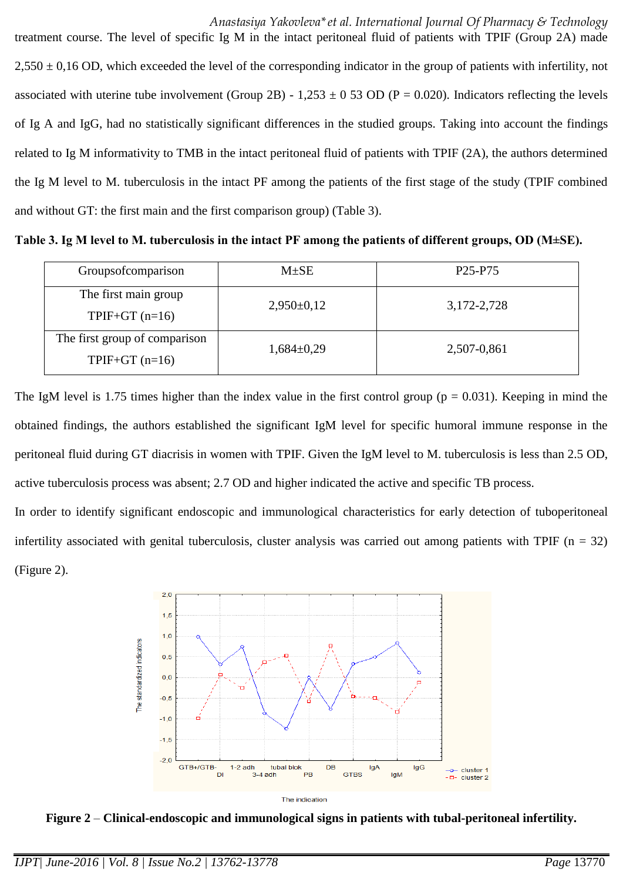treatment course. The level of specific Ig M in the intact peritoneal fluid of patients with TPIF (Group 2A) made 2,550 ± 0,16 OD, which exceeded the level of the corresponding indicator in the group of patients with infertility, not associated with uterine tube involvement (Group 2B) - 1,253 ± 0 53 OD (P = 0.020). Indicators reflecting the levels of Ig A and IgG, had no statistically significant differences in the studied groups. Taking into account the findings related to Ig M informativity to TMB in the intact peritoneal fluid of patients with TPIF (2A), the authors determined the Ig M level to M. tuberculosis in the intact PF among the patients of the first stage of the study (TPIF combined and without GT: the first main and the first comparison group) (Table 3).

**Table 3. Ig M level to M. tuberculosis in the intact PF among the patients of different groups, OD (M±SE).**

| Groupsofcomparison | M±SE | P25-P75 |
|---|---|---|
| The first main group TPIF+GT (n=16) | 2,950±0,12 | 3,172-2,728 |
| The first group of comparison TPIF+GT (n=16) | 1,684±0,29 | 2,507-0,861 |

The IgM level is 1.75 times higher than the index value in the first control group (p = 0.031). Keeping in mind the obtained findings, the authors established the significant IgM level for specific humoral immune response in the peritoneal fluid during GT diacrisis in women with TPIF. Given the IgM level to M. tuberculosis is less than 2.5 OD, active tuberculosis process was absent; 2.7 OD and higher indicated the active and specific TB process.

In order to identify significant endoscopic and immunological characteristics for early detection of tuboperitoneal infertility associated with genital tuberculosis, cluster analysis was carried out among patients with TPIF (n = 32) (Figure 2).

**Figure 2** – **Clinical-endoscopic and immunological signs in patients with tubal-peritoneal infertility.**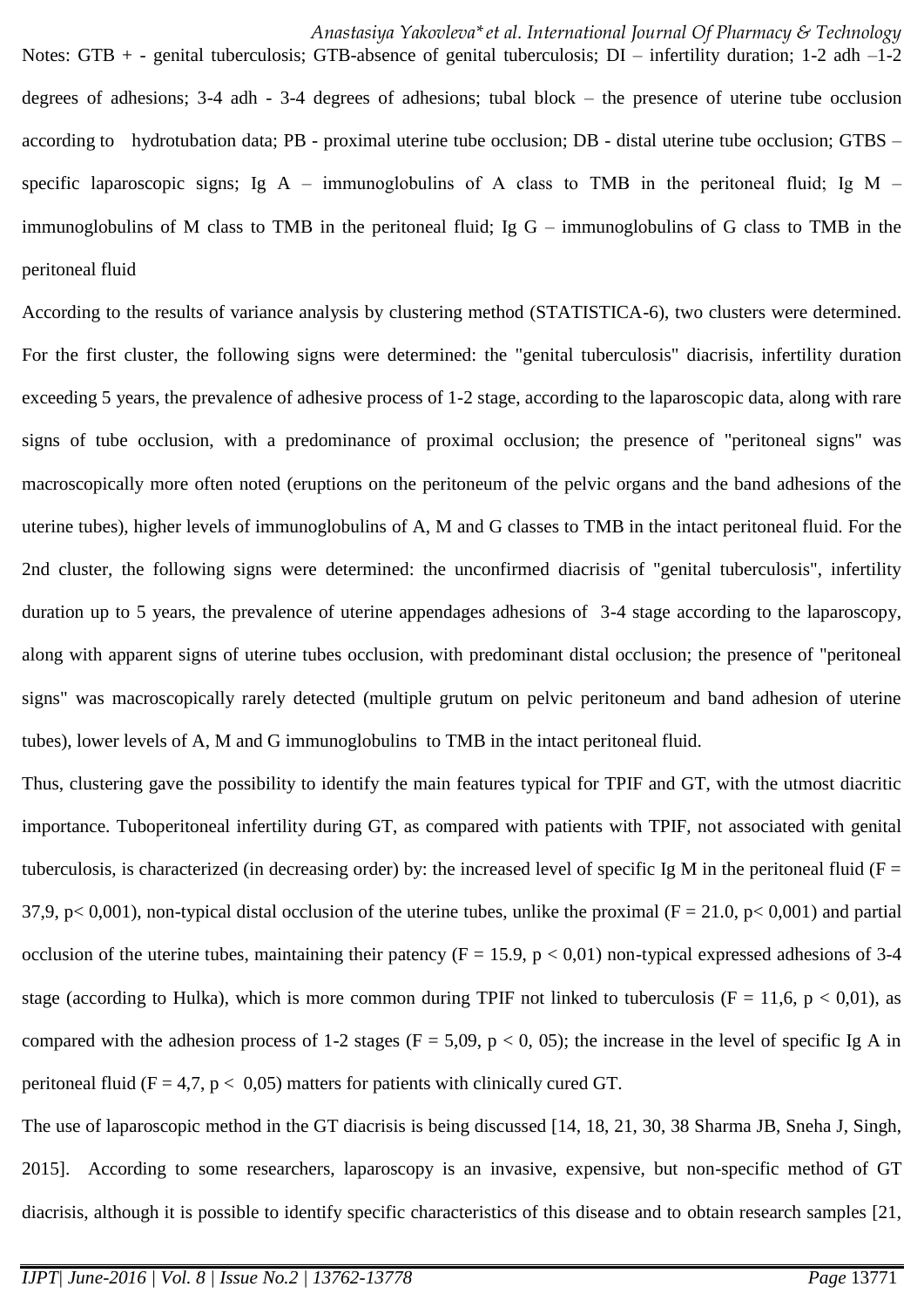Notes: GTB + - genital tuberculosis; GTB-absence of genital tuberculosis; DI – infertility duration; 1-2 adh –1-2 degrees of adhesions; 3-4 adh - 3-4 degrees of adhesions; tubal block – the presence of uterine tube occlusion according to hydrotubation data; PB - proximal uterine tube occlusion; DB - distal uterine tube occlusion; GTBS – specific laparoscopic signs; Ig A – immunoglobulins of A class to TMB in the peritoneal fluid; Ig M – immunoglobulins of M class to TMB in the peritoneal fluid; Ig G – immunoglobulins of G class to TMB in the peritoneal fluid

According to the results of variance analysis by clustering method (STATISTICA-6), two clusters were determined. For the first cluster, the following signs were determined: the "genital tuberculosis" diacrisis, infertility duration exceeding 5 years, the prevalence of adhesive process of 1-2 stage, according to the laparoscopic data, along with rare signs of tube occlusion, with a predominance of proximal occlusion; the presence of "peritoneal signs" was macroscopically more often noted (eruptions on the peritoneum of the pelvic organs and the band adhesions of the uterine tubes), higher levels of immunoglobulins of A, M and G classes to TMB in the intact peritoneal fluid. For the 2nd cluster, the following signs were determined: the unconfirmed diacrisis of "genital tuberculosis", infertility duration up to 5 years, the prevalence of uterine appendages adhesions of 3-4 stage according to the laparoscopy, along with apparent signs of uterine tubes occlusion, with predominant distal occlusion; the presence of "peritoneal signs" was macroscopically rarely detected (multiple grutum on pelvic peritoneum and band adhesion of uterine tubes), lower levels of A, M and G immunoglobulins to TMB in the intact peritoneal fluid.

Thus, clustering gave the possibility to identify the main features typical for TPIF and GT, with the utmost diacritic importance. Tuboperitoneal infertility during GT, as compared with patients with TPIF, not associated with genital tuberculosis, is characterized (in decreasing order) by: the increased level of specific Ig M in the peritoneal fluid ($F = 37{,}9$, $p < 0{,}001$), non-typical distal occlusion of the uterine tubes, unlike the proximal ($F = 21.0$, $p < 0{,}001$) and partial occlusion of the uterine tubes, maintaining their patency ($F = 15.9$, $p < 0{,}01$) non-typical expressed adhesions of 3-4 stage (according to Hulka), which is more common during TPIF not linked to tuberculosis ($F = 11{,}6$, $p < 0{,}01$), as compared with the adhesion process of 1-2 stages ($F = 5{,}09$, $p < 0{,}05$); the increase in the level of specific Ig A in peritoneal fluid ($F = 4{,}7$, $p < 0{,}05$) matters for patients with clinically cured GT.

The use of laparoscopic method in the GT diacrisis is being discussed [14, 18, 21, 30, 38 Sharma JB, Sneha J, Singh, 2015]. According to some researchers, laparoscopy is an invasive, expensive, but non-specific method of GT diacrisis, although it is possible to identify specific characteristics of this disease and to obtain research samples [21,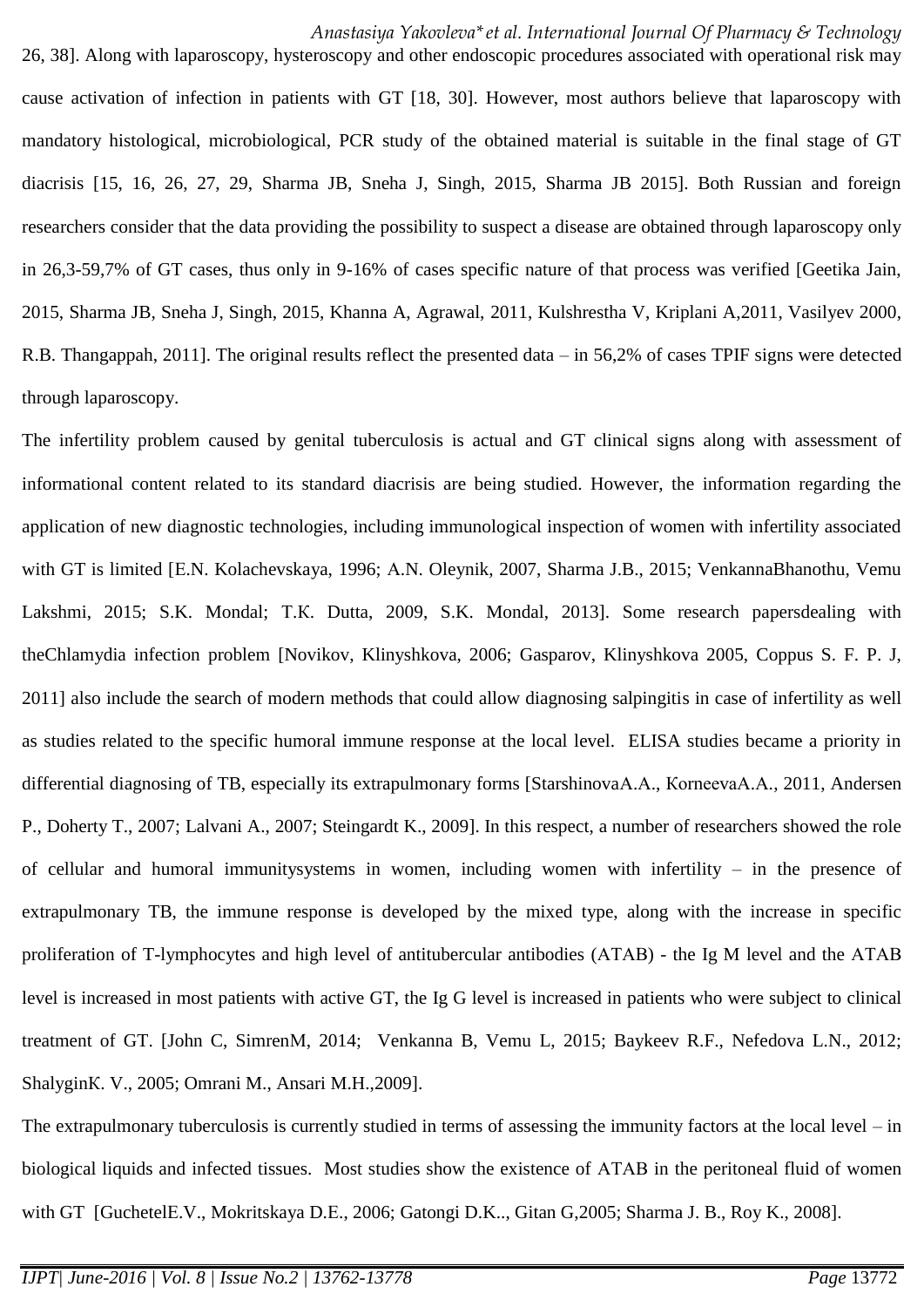26, 38]. Along with laparoscopy, hysteroscopy and other endoscopic procedures associated with operational risk may cause activation of infection in patients with GT [18, 30]. However, most authors believe that laparoscopy with mandatory histological, microbiological, PCR study of the obtained material is suitable in the final stage of GT diacrisis [15, 16, 26, 27, 29, Sharma JB, Sneha J, Singh, 2015, Sharma JB 2015]. Both Russian and foreign researchers consider that the data providing the possibility to suspect a disease are obtained through laparoscopy only in 26,3-59,7% of GT cases, thus only in 9-16% of cases specific nature of that process was verified [Geetika Jain, 2015, Sharma JB, Sneha J, Singh, 2015, Khanna A, Agrawal, 2011, Kulshrestha V, Kriplani A,2011, Vasilyev 2000, R.B. Thangappah, 2011]. The original results reflect the presented data – in 56,2% of cases TPIF signs were detected through laparoscopy.

The infertility problem caused by genital tuberculosis is actual and GT clinical signs along with assessment of informational content related to its standard diacrisis are being studied. However, the information regarding the application of new diagnostic technologies, including immunological inspection of women with infertility associated with GT is limited [E.N. Kolachevskaya, 1996; A.N. Oleynik, 2007, Sharma J.B., 2015; VenkannaBhanothu, Vemu Lakshmi, 2015; S.K. Mondal; T.K. Dutta, 2009, S.K. Mondal, 2013]. Some research papersdealing with theChlamydia infection problem [Novikov, Klinyshkova, 2006; Gasparov, Klinyshkova 2005, Coppus S. F. P. J, 2011] also include the search of modern methods that could allow diagnosing salpingitis in case of infertility as well as studies related to the specific humoral immune response at the local level. ELISA studies became a priority in differential diagnosing of TB, especially its extrapulmonary forms [StarshinovaA.A., KorneevaA.A., 2011, Andersen P., Doherty T., 2007; Lalvani A., 2007; Steingardt K., 2009]. In this respect, a number of researchers showed the role of cellular and humoral immunitysystems in women, including women with infertility – in the presence of extrapulmonary TB, the immune response is developed by the mixed type, along with the increase in specific proliferation of T-lymphocytes and high level of antitubercular antibodies (ATAB) - the Ig M level and the ATAB level is increased in most patients with active GT, the Ig G level is increased in patients who were subject to clinical treatment of GT. [John C, SimrenM, 2014; Venkanna B, Vemu L, 2015; Baykeev R.F., Nefedova L.N., 2012; ShalyginK. V., 2005; Omrani M., Ansari M.H.,2009].

The extrapulmonary tuberculosis is currently studied in terms of assessing the immunity factors at the local level – in biological liquids and infected tissues. Most studies show the existence of ATAB in the peritoneal fluid of women with GT [GuchetelE.V., Mokritskaya D.E., 2006; Gatongi D.K.., Gitan G,2005; Sharma J. B., Roy K., 2008].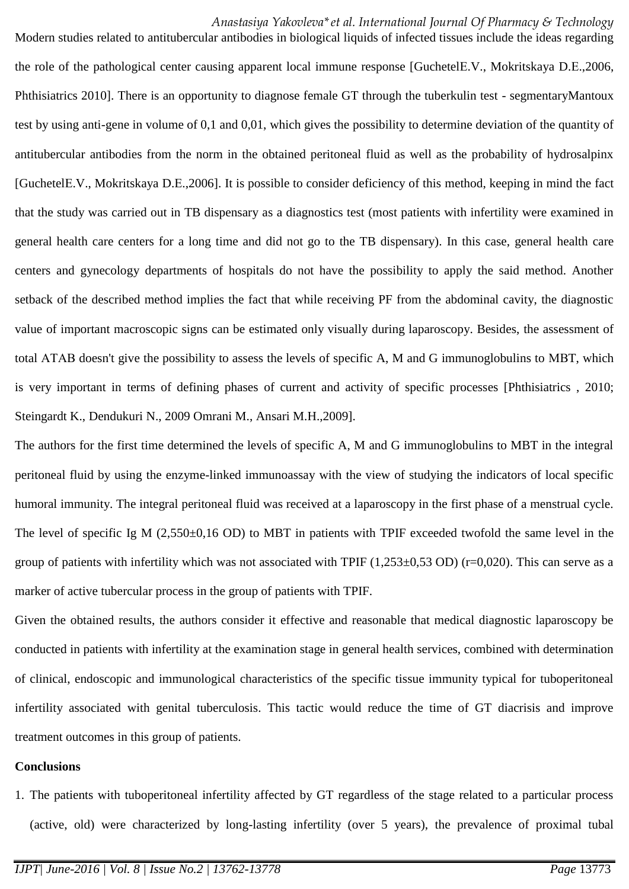Modern studies related to antitubercular antibodies in biological liquids of infected tissues include the ideas regarding the role of the pathological center causing apparent local immune response [GuchetelE.V., Mokritskaya D.E.,2006, Phthisiatrics 2010]. There is an opportunity to diagnose female GT through the tuberkulin test - segmentaryMantoux test by using anti-gene in volume of 0,1 and 0,01, which gives the possibility to determine deviation of the quantity of antitubercular antibodies from the norm in the obtained peritoneal fluid as well as the probability of hydrosalpinx [GuchetelE.V., Mokritskaya D.E.,2006]. It is possible to consider deficiency of this method, keeping in mind the fact that the study was carried out in TB dispensary as a diagnostics test (most patients with infertility were examined in general health care centers for a long time and did not go to the TB dispensary). In this case, general health care centers and gynecology departments of hospitals do not have the possibility to apply the said method. Another setback of the described method implies the fact that while receiving PF from the abdominal cavity, the diagnostic value of important macroscopic signs can be estimated only visually during laparoscopy. Besides, the assessment of total ATAB doesn't give the possibility to assess the levels of specific A, M and G immunoglobulins to MBT, which is very important in terms of defining phases of current and activity of specific processes [Phthisiatrics , 2010; Steingardt K., Dendukuri N., 2009 Omrani M., Ansari M.H.,2009].

The authors for the first time determined the levels of specific A, M and G immunoglobulins to MBT in the integral peritoneal fluid by using the enzyme-linked immunoassay with the view of studying the indicators of local specific humoral immunity. The integral peritoneal fluid was received at a laparoscopy in the first phase of a menstrual cycle. The level of specific Ig M (2,550±0,16 OD) to MBT in patients with TPIF exceeded twofold the same level in the group of patients with infertility which was not associated with TPIF (1,253±0,53 OD) (r=0,020). This can serve as a marker of active tubercular process in the group of patients with TPIF.

Given the obtained results, the authors consider it effective and reasonable that medical diagnostic laparoscopy be conducted in patients with infertility at the examination stage in general health services, combined with determination of clinical, endoscopic and immunological characteristics of the specific tissue immunity typical for tuboperitoneal infertility associated with genital tuberculosis. This tactic would reduce the time of GT diacrisis and improve treatment outcomes in this group of patients.

**Conclusions**

1. The patients with tuboperitoneal infertility affected by GT regardless of the stage related to a particular process (active, old) were characterized by long-lasting infertility (over 5 years), the prevalence of proximal tubal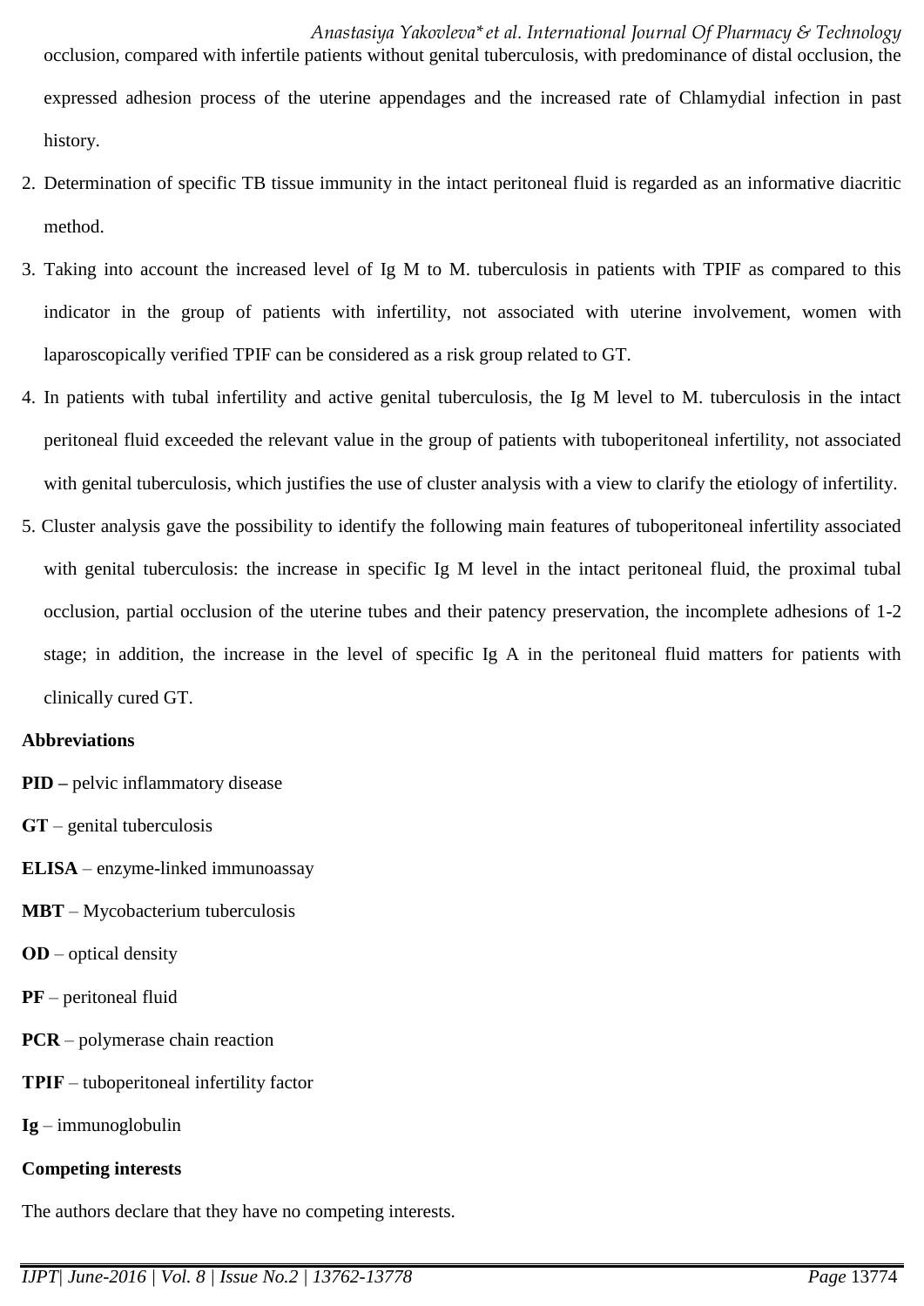occlusion, compared with infertile patients without genital tuberculosis, with predominance of distal occlusion, the expressed adhesion process of the uterine appendages and the increased rate of Chlamydial infection in past history.

2. Determination of specific TB tissue immunity in the intact peritoneal fluid is regarded as an informative diacritic method.
3. Taking into account the increased level of Ig M to M. tuberculosis in patients with TPIF as compared to this indicator in the group of patients with infertility, not associated with uterine involvement, women with laparoscopically verified TPIF can be considered as a risk group related to GT.
4. In patients with tubal infertility and active genital tuberculosis, the Ig M level to M. tuberculosis in the intact peritoneal fluid exceeded the relevant value in the group of patients with tuboperitoneal infertility, not associated with genital tuberculosis, which justifies the use of cluster analysis with a view to clarify the etiology of infertility.
5. Cluster analysis gave the possibility to identify the following main features of tuboperitoneal infertility associated with genital tuberculosis: the increase in specific Ig M level in the intact peritoneal fluid, the proximal tubal occlusion, partial occlusion of the uterine tubes and their patency preservation, the incomplete adhesions of 1-2 stage; in addition, the increase in the level of specific Ig A in the peritoneal fluid matters for patients with clinically cured GT.

**Abbreviations**

**PID –** pelvic inflammatory disease

**GT** – genital tuberculosis

**ELISA** – enzyme-linked immunoassay

**MBT** – Mycobacterium tuberculosis

**OD** – optical density

**PF** – peritoneal fluid

**PCR** – polymerase chain reaction

**TPIF** – tuboperitoneal infertility factor

**Ig** – immunoglobulin

**Competing interests**

The authors declare that they have no competing interests.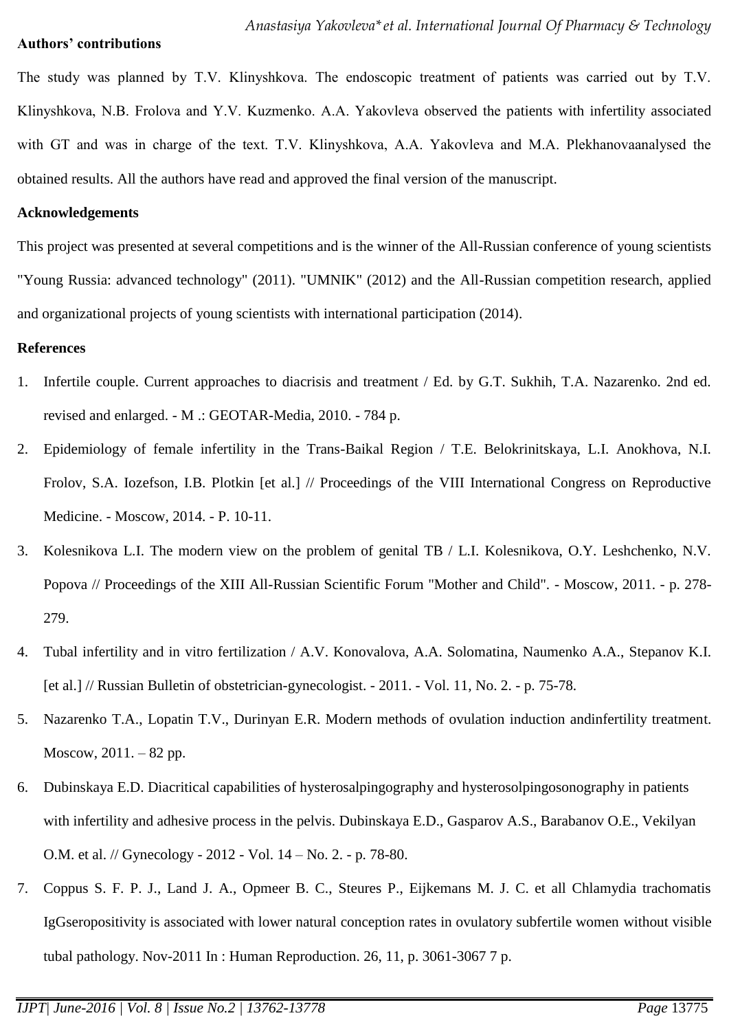**Authors' contributions**

The study was planned by T.V. Klinyshkova. The endoscopic treatment of patients was carried out by T.V. Klinyshkova, N.B. Frolova and Y.V. Kuzmenko. A.A. Yakovleva observed the patients with infertility associated with GT and was in charge of the text. T.V. Klinyshkova, A.A. Yakovleva and M.A. Plekhanovaanalysed the obtained results. All the authors have read and approved the final version of the manuscript.

**Acknowledgements**

This project was presented at several competitions and is the winner of the All-Russian conference of young scientists "Young Russia: advanced technology" (2011). "UMNIK" (2012) and the All-Russian competition research, applied and organizational projects of young scientists with international participation (2014).

**References**

1. Infertile couple. Current approaches to diacrisis and treatment / Ed. by G.T. Sukhih, T.A. Nazarenko. 2nd ed. revised and enlarged. - M .: GEOTAR-Media, 2010. - 784 p.
2. Epidemiology of female infertility in the Trans-Baikal Region / T.E. Belokrinitskaya, L.I. Anokhova, N.I. Frolov, S.A. Iozefson, I.B. Plotkin [et al.] // Proceedings of the VIII International Congress on Reproductive Medicine. - Moscow, 2014. - P. 10-11.
3. Kolesnikova L.I. The modern view on the problem of genital TB / L.I. Kolesnikova, O.Y. Leshchenko, N.V. Popova // Proceedings of the XIII All-Russian Scientific Forum "Mother and Child". - Moscow, 2011. - p. 278-279.
4. Tubal infertility and in vitro fertilization / A.V. Konovalova, A.A. Solomatina, Naumenko A.A., Stepanov K.I. [et al.] // Russian Bulletin of obstetrician-gynecologist. - 2011. - Vol. 11, No. 2. - p. 75-78.
5. Nazarenko T.A., Lopatin T.V., Durinyan E.R. Modern methods of ovulation induction andinfertility treatment. Moscow, 2011. – 82 pp.
6. Dubinskaya E.D. Diacritical capabilities of hysterosalpingography and hysterosolpingosonography in patients with infertility and adhesive process in the pelvis. Dubinskaya E.D., Gasparov A.S., Barabanov O.E., Vekilyan O.M. et al. // Gynecology - 2012 - Vol. 14 – No. 2. - p. 78-80.
7. Coppus S. F. P. J., Land J. A., Opmeer B. C., Steures P., Eijkemans M. J. C. et all Chlamydia trachomatis IgGseropositivity is associated with lower natural conception rates in ovulatory subfertile women without visible tubal pathology. Nov-2011 In : Human Reproduction. 26, 11, p. 3061-3067 7 p.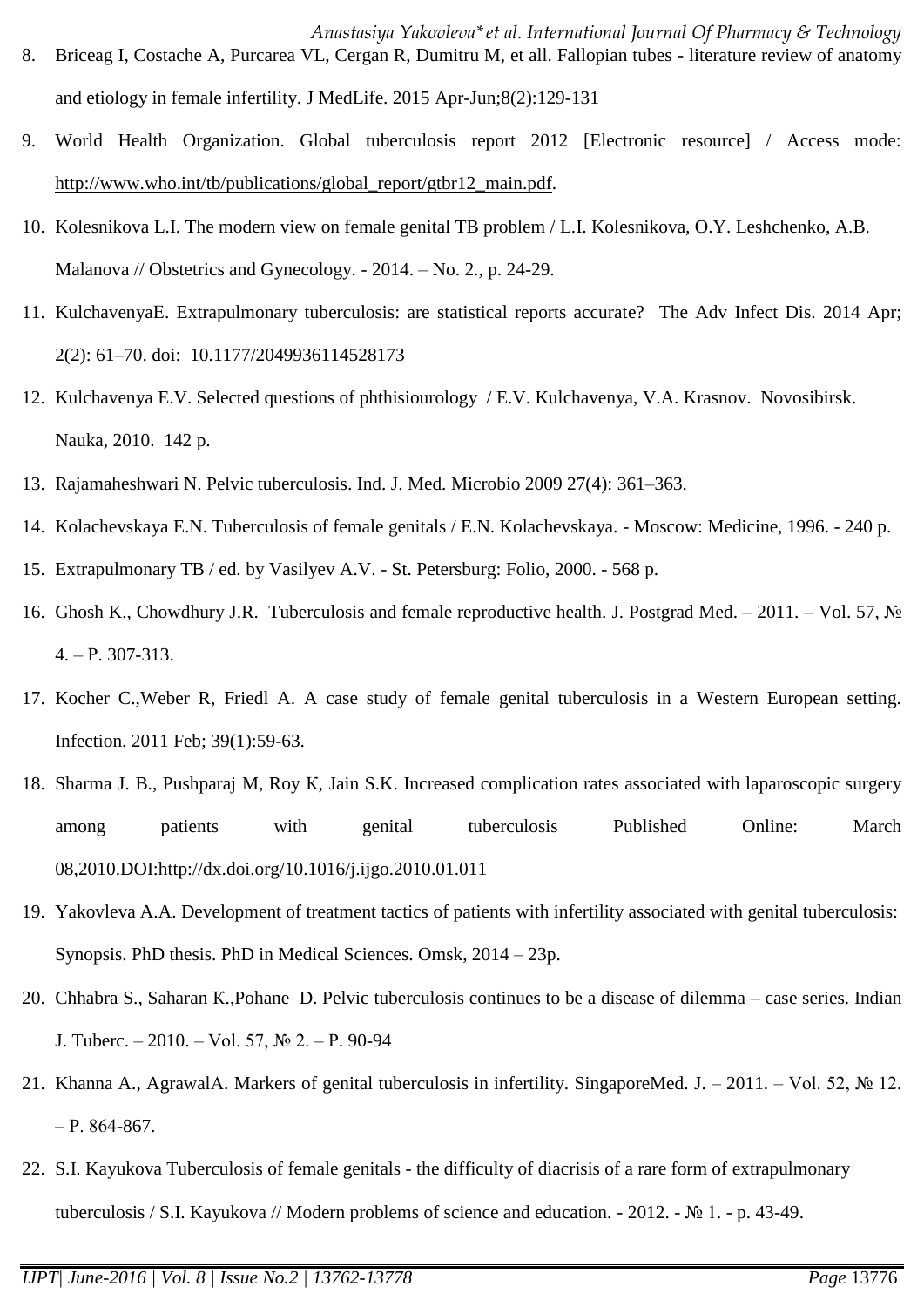8. Briceag I, Costache A, Purcarea VL, Cergan R, Dumitru M, et all. Fallopian tubes - literature review of anatomy and etiology in female infertility. J MedLife. 2015 Apr-Jun;8(2):129-131
9. World Health Organization. Global tuberculosis report 2012 [Electronic resource] / Access mode: http://www.who.int/tb/publications/global_report/gtbr12_main.pdf.
10. Kolesnikova L.I. The modern view on female genital TB problem / L.I. Kolesnikova, O.Y. Leshchenko, A.B. Malanova // Obstetrics and Gynecology. - 2014. – No. 2., p. 24-29.
11. KulchavenyaE. Extrapulmonary tuberculosis: are statistical reports accurate? The Adv Infect Dis. 2014 Apr; 2(2): 61–70. doi: 10.1177/2049936114528173
12. Kulchavenya E.V. Selected questions of phthisiourology / E.V. Kulchavenya, V.A. Krasnov. Novosibirsk. Nauka, 2010. 142 p.
13. Rajamaheshwari N. Pelvic tuberculosis. Ind. J. Med. Microbio 2009 27(4): 361–363.
14. Kolachevskaya E.N. Tuberculosis of female genitals / E.N. Kolachevskaya. - Moscow: Medicine, 1996. - 240 p.
15. Extrapulmonary TB / ed. by Vasilyev A.V. - St. Petersburg: Folio, 2000. - 568 p.
16. Ghosh K., Chowdhury J.R. Tuberculosis and female reproductive health. J. Postgrad Med. – 2011. – Vol. 57, № 4. – P. 307-313.
17. Kocher C.,Weber R, Friedl A. A case study of female genital tuberculosis in a Western European setting. Infection. 2011 Feb; 39(1):59-63.
18. Sharma J. B., Pushparaj M, Roy K, Jain S.K. Increased complication rates associated with laparoscopic surgery among patients with genital tuberculosis Published Online: March 08,2010.DOI:http://dx.doi.org/10.1016/j.ijgo.2010.01.011
19. Yakovleva A.A. Development of treatment tactics of patients with infertility associated with genital tuberculosis: Synopsis. PhD thesis. PhD in Medical Sciences. Omsk, 2014 – 23p.
20. Chhabra S., Saharan K.,Pohane D. Pelvic tuberculosis continues to be a disease of dilemma – case series. Indian J. Tuberc. – 2010. – Vol. 57, № 2. – P. 90-94
21. Khanna A., AgrawalA. Markers of genital tuberculosis in infertility. SingaporeMed. J. – 2011. – Vol. 52, № 12. – P. 864-867.
22. S.I. Kayukova Tuberculosis of female genitals - the difficulty of diacrisis of a rare form of extrapulmonary tuberculosis / S.I. Kayukova // Modern problems of science and education. - 2012. - № 1. - p. 43-49.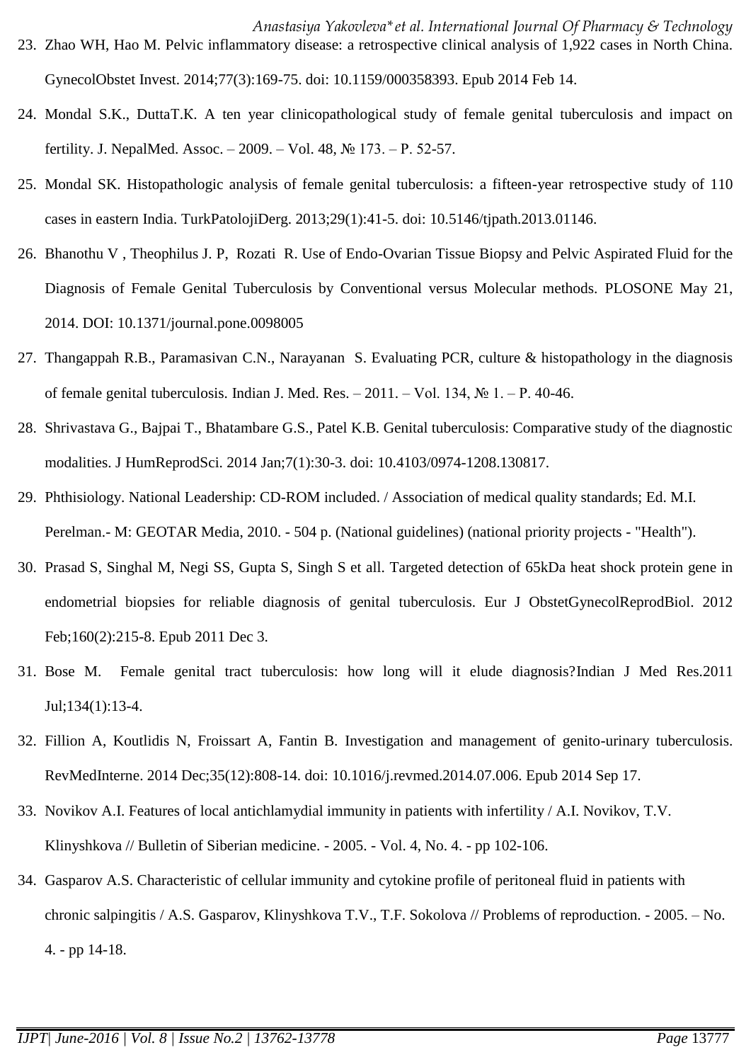23. Zhao WH, Hao M. Pelvic inflammatory disease: a retrospective clinical analysis of 1,922 cases in North China. GynecolObstet Invest. 2014;77(3):169-75. doi: 10.1159/000358393. Epub 2014 Feb 14.
24. Mondal S.K., DuttaT.K. A ten year clinicopathological study of female genital tuberculosis and impact on fertility. J. NepalMed. Assoc. – 2009. – Vol. 48, № 173. – P. 52-57.
25. Mondal SK. Histopathologic analysis of female genital tuberculosis: a fifteen-year retrospective study of 110 cases in eastern India. TurkPatolojiDerg. 2013;29(1):41-5. doi: 10.5146/tjpath.2013.01146.
26. Bhanothu V , Theophilus J. P, Rozati R. Use of Endo-Ovarian Tissue Biopsy and Pelvic Aspirated Fluid for the Diagnosis of Female Genital Tuberculosis by Conventional versus Molecular methods. PLOSONE May 21, 2014. DOI: 10.1371/journal.pone.0098005
27. Thangappah R.B., Paramasivan C.N., Narayanan S. Evaluating PCR, culture & histopathology in the diagnosis of female genital tuberculosis. Indian J. Med. Res. – 2011. – Vol. 134, № 1. – P. 40-46.
28. Shrivastava G., Bajpai T., Bhatambare G.S., Patel K.B. Genital tuberculosis: Comparative study of the diagnostic modalities. J HumReprodSci. 2014 Jan;7(1):30-3. doi: 10.4103/0974-1208.130817.
29. Phthisiology. National Leadership: CD-ROM included. / Association of medical quality standards; Ed. M.I. Perelman.- M: GEOTAR Media, 2010. - 504 p. (National guidelines) (national priority projects - "Health").
30. Prasad S, Singhal M, Negi SS, Gupta S, Singh S et all. Targeted detection of 65kDa heat shock protein gene in endometrial biopsies for reliable diagnosis of genital tuberculosis. Eur J ObstetGynecolReprodBiol. 2012 Feb;160(2):215-8. Epub 2011 Dec 3.
31. Bose M. Female genital tract tuberculosis: how long will it elude diagnosis?Indian J Med Res.2011 Jul;134(1):13-4.
32. Fillion A, Koutlidis N, Froissart A, Fantin B. Investigation and management of genito-urinary tuberculosis. RevMedInterne. 2014 Dec;35(12):808-14. doi: 10.1016/j.revmed.2014.07.006. Epub 2014 Sep 17.
33. Novikov A.I. Features of local antichlamydial immunity in patients with infertility / A.I. Novikov, T.V. Klinyshkova // Bulletin of Siberian medicine. - 2005. - Vol. 4, No. 4. - pp 102-106.
34. Gasparov A.S. Characteristic of cellular immunity and cytokine profile of peritoneal fluid in patients with chronic salpingitis / A.S. Gasparov, Klinyshkova T.V., T.F. Sokolova // Problems of reproduction. - 2005. – No. 4. - pp 14-18.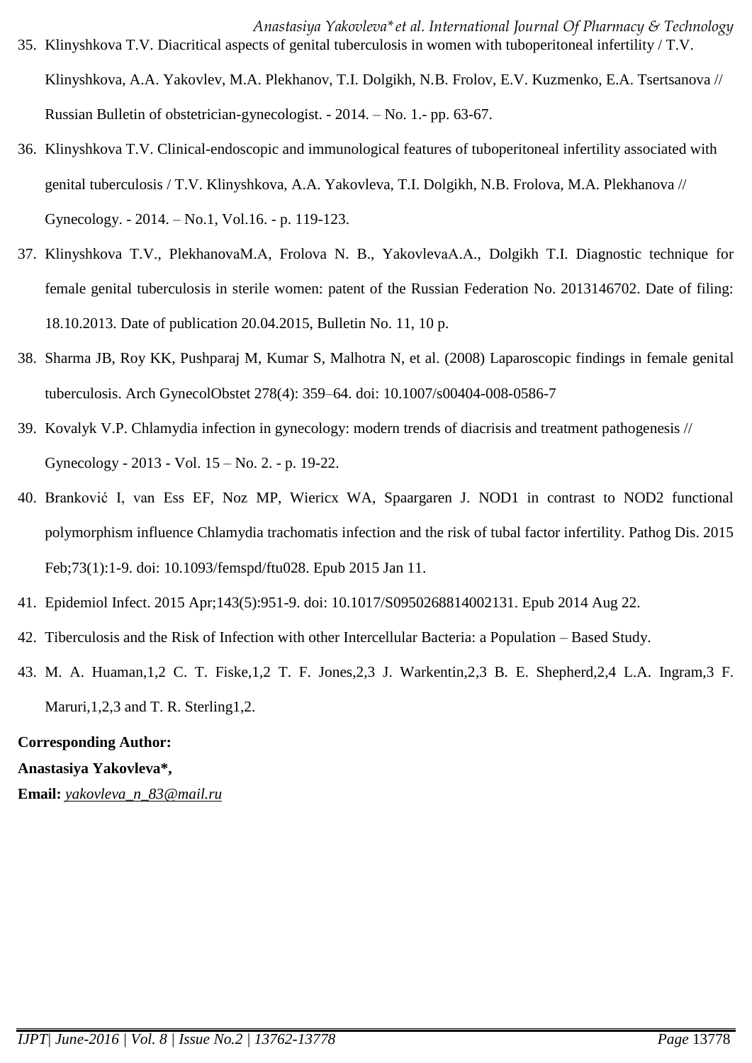35. Klinyshkova T.V. Diacritical aspects of genital tuberculosis in women with tuboperitoneal infertility / T.V. Klinyshkova, A.A. Yakovlev, M.A. Plekhanov, T.I. Dolgikh, N.B. Frolov, E.V. Kuzmenko, E.A. Tsertsanova // Russian Bulletin of obstetrician-gynecologist. - 2014. – No. 1.- pp. 63-67.
36. Klinyshkova T.V. Clinical-endoscopic and immunological features of tuboperitoneal infertility associated with genital tuberculosis / T.V. Klinyshkova, A.A. Yakovleva, T.I. Dolgikh, N.B. Frolova, M.A. Plekhanova // Gynecology. - 2014. – No.1, Vol.16. - p. 119-123.
37. Klinyshkova T.V., PlekhanovaM.A, Frolova N. B., YakovlevaA.A., Dolgikh T.I. Diagnostic technique for female genital tuberculosis in sterile women: patent of the Russian Federation No. 2013146702. Date of filing: 18.10.2013. Date of publication 20.04.2015, Bulletin No. 11, 10 p.
38. Sharma JB, Roy KK, Pushparaj M, Kumar S, Malhotra N, et al. (2008) Laparoscopic findings in female genital tuberculosis. Arch GynecolObstet 278(4): 359–64. doi: 10.1007/s00404-008-0586-7
39. Kovalyk V.P. Chlamydia infection in gynecology: modern trends of diacrisis and treatment pathogenesis // Gynecology - 2013 - Vol. 15 – No. 2. - p. 19-22.
40. Branković I, van Ess EF, Noz MP, Wiericx WA, Spaargaren J. NOD1 in contrast to NOD2 functional polymorphism influence Chlamydia trachomatis infection and the risk of tubal factor infertility. Pathog Dis. 2015 Feb;73(1):1-9. doi: 10.1093/femspd/ftu028. Epub 2015 Jan 11.
41. Epidemiol Infect. 2015 Apr;143(5):951-9. doi: 10.1017/S0950268814002131. Epub 2014 Aug 22.
42. Tiberculosis and the Risk of Infection with other Intercellular Bacteria: a Population – Based Study.
43. M. A. Huaman,1,2 C. T. Fiske,1,2 T. F. Jones,2,3 J. Warkentin,2,3 B. E. Shepherd,2,4 L.A. Ingram,3 F. Maruri,1,2,3 and T. R. Sterling1,2.

**Corresponding Author:**

**Anastasiya Yakovleva\*,**

**Email:** *yakovleva_n_83@mail.ru*